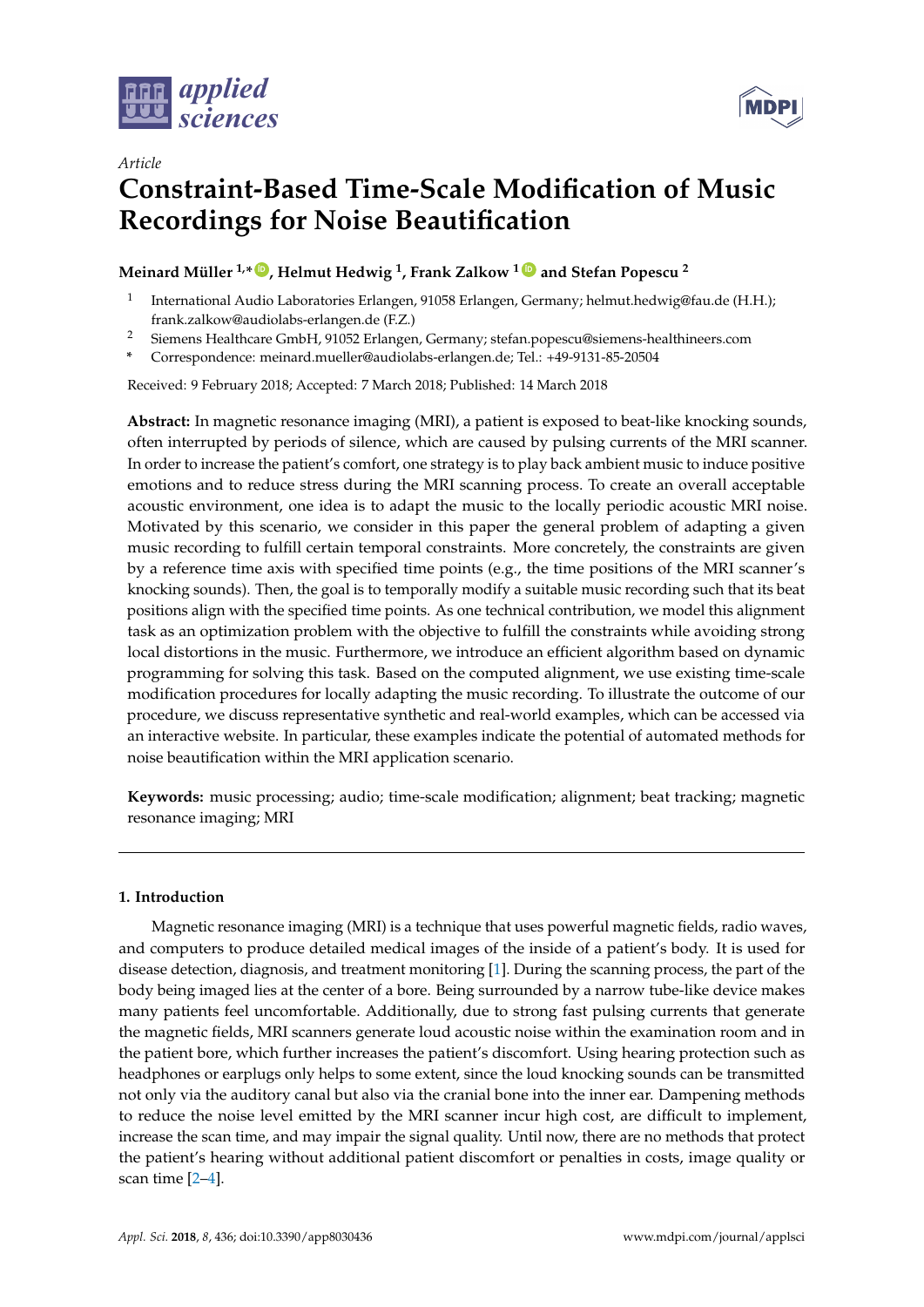*Article*

# Constraint-Based Time-Scale Modification of Music Recordings for Noise Beautification

**Meinard Müller [1,*], Helmut Hedwig [1], Frank Zalkow [1] and Stefan Popescu [2]**

1. International Audio Laboratories Erlangen, 91058 Erlangen, Germany; helmut.hedwig@fau.de (H.H.); frank.zalkow@audiolabs-erlangen.de (F.Z.)
2. Siemens Healthcare GmbH, 91052 Erlangen, Germany; stefan.popescu@siemens-healthineers.com

\* Correspondence: meinard.mueller@audiolabs-erlangen.de; Tel.: +49-9131-85-20504

Received: 9 February 2018; Accepted: 7 March 2018; Published: 14 March 2018

**Abstract:** In magnetic resonance imaging (MRI), a patient is exposed to beat-like knocking sounds, often interrupted by periods of silence, which are caused by pulsing currents of the MRI scanner. In order to increase the patient's comfort, one strategy is to play back ambient music to induce positive emotions and to reduce stress during the MRI scanning process. To create an overall acceptable acoustic environment, one idea is to adapt the music to the locally periodic acoustic MRI noise. Motivated by this scenario, we consider in this paper the general problem of adapting a given music recording to fulfill certain temporal constraints. More concretely, the constraints are given by a reference time axis with specified time points (e.g., the time positions of the MRI scanner's knocking sounds). Then, the goal is to temporally modify a suitable music recording such that its beat positions align with the specified time points. As one technical contribution, we model this alignment task as an optimization problem with the objective to fulfill the constraints while avoiding strong local distortions in the music. Furthermore, we introduce an efficient algorithm based on dynamic programming for solving this task. Based on the computed alignment, we use existing time-scale modification procedures for locally adapting the music recording. To illustrate the outcome of our procedure, we discuss representative synthetic and real-world examples, which can be accessed via an interactive website. In particular, these examples indicate the potential of automated methods for noise beautification within the MRI application scenario.

**Keywords:** music processing; audio; time-scale modification; alignment; beat tracking; magnetic resonance imaging; MRI

## 1. Introduction

Magnetic resonance imaging (MRI) is a technique that uses powerful magnetic fields, radio waves, and computers to produce detailed medical images of the inside of a patient's body. It is used for disease detection, diagnosis, and treatment monitoring [1]. During the scanning process, the part of the body being imaged lies at the center of a bore. Being surrounded by a narrow tube-like device makes many patients feel uncomfortable. Additionally, due to strong fast pulsing currents that generate the magnetic fields, MRI scanners generate loud acoustic noise within the examination room and in the patient bore, which further increases the patient's discomfort. Using hearing protection such as headphones or earplugs only helps to some extent, since the loud knocking sounds can be transmitted not only via the auditory canal but also via the cranial bone into the inner ear. Dampening methods to reduce the noise level emitted by the MRI scanner incur high cost, are difficult to implement, increase the scan time, and may impair the signal quality. Until now, there are no methods that protect the patient's hearing without additional patient discomfort or penalties in costs, image quality or scan time [2–4].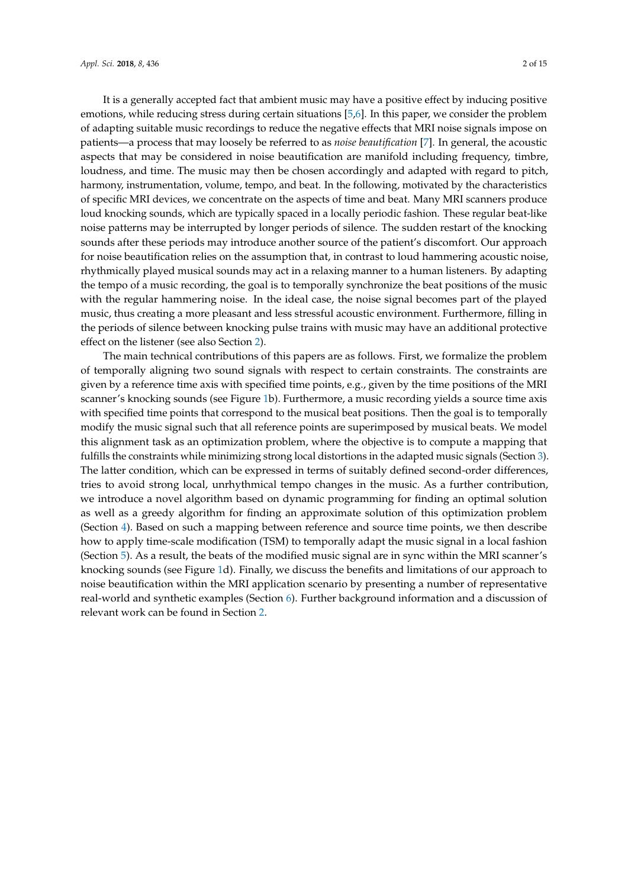It is a generally accepted fact that ambient music may have a positive effect by inducing positive emotions, while reducing stress during certain situations [5,6]. In this paper, we consider the problem of adapting suitable music recordings to reduce the negative effects that MRI noise signals impose on patients—a process that may loosely be referred to as *noise beautification* [7]. In general, the acoustic aspects that may be considered in noise beautification are manifold including frequency, timbre, loudness, and time. The music may then be chosen accordingly and adapted with regard to pitch, harmony, instrumentation, volume, tempo, and beat. In the following, motivated by the characteristics of specific MRI devices, we concentrate on the aspects of time and beat. Many MRI scanners produce loud knocking sounds, which are typically spaced in a locally periodic fashion. These regular beat-like noise patterns may be interrupted by longer periods of silence. The sudden restart of the knocking sounds after these periods may introduce another source of the patient's discomfort. Our approach for noise beautification relies on the assumption that, in contrast to loud hammering acoustic noise, rhythmically played musical sounds may act in a relaxing manner to a human listeners. By adapting the tempo of a music recording, the goal is to temporally synchronize the beat positions of the music with the regular hammering noise. In the ideal case, the noise signal becomes part of the played music, thus creating a more pleasant and less stressful acoustic environment. Furthermore, filling in the periods of silence between knocking pulse trains with music may have an additional protective effect on the listener (see also Section 2).

The main technical contributions of this papers are as follows. First, we formalize the problem of temporally aligning two sound signals with respect to certain constraints. The constraints are given by a reference time axis with specified time points, e.g., given by the time positions of the MRI scanner's knocking sounds (see Figure 1b). Furthermore, a music recording yields a source time axis with specified time points that correspond to the musical beat positions. Then the goal is to temporally modify the music signal such that all reference points are superimposed by musical beats. We model this alignment task as an optimization problem, where the objective is to compute a mapping that fulfills the constraints while minimizing strong local distortions in the adapted music signals (Section 3). The latter condition, which can be expressed in terms of suitably defined second-order differences, tries to avoid strong local, unrhythmical tempo changes in the music. As a further contribution, we introduce a novel algorithm based on dynamic programming for finding an optimal solution as well as a greedy algorithm for finding an approximate solution of this optimization problem (Section 4). Based on such a mapping between reference and source time points, we then describe how to apply time-scale modification (TSM) to temporally adapt the music signal in a local fashion (Section 5). As a result, the beats of the modified music signal are in sync within the MRI scanner's knocking sounds (see Figure 1d). Finally, we discuss the benefits and limitations of our approach to noise beautification within the MRI application scenario by presenting a number of representative real-world and synthetic examples (Section 6). Further background information and a discussion of relevant work can be found in Section 2.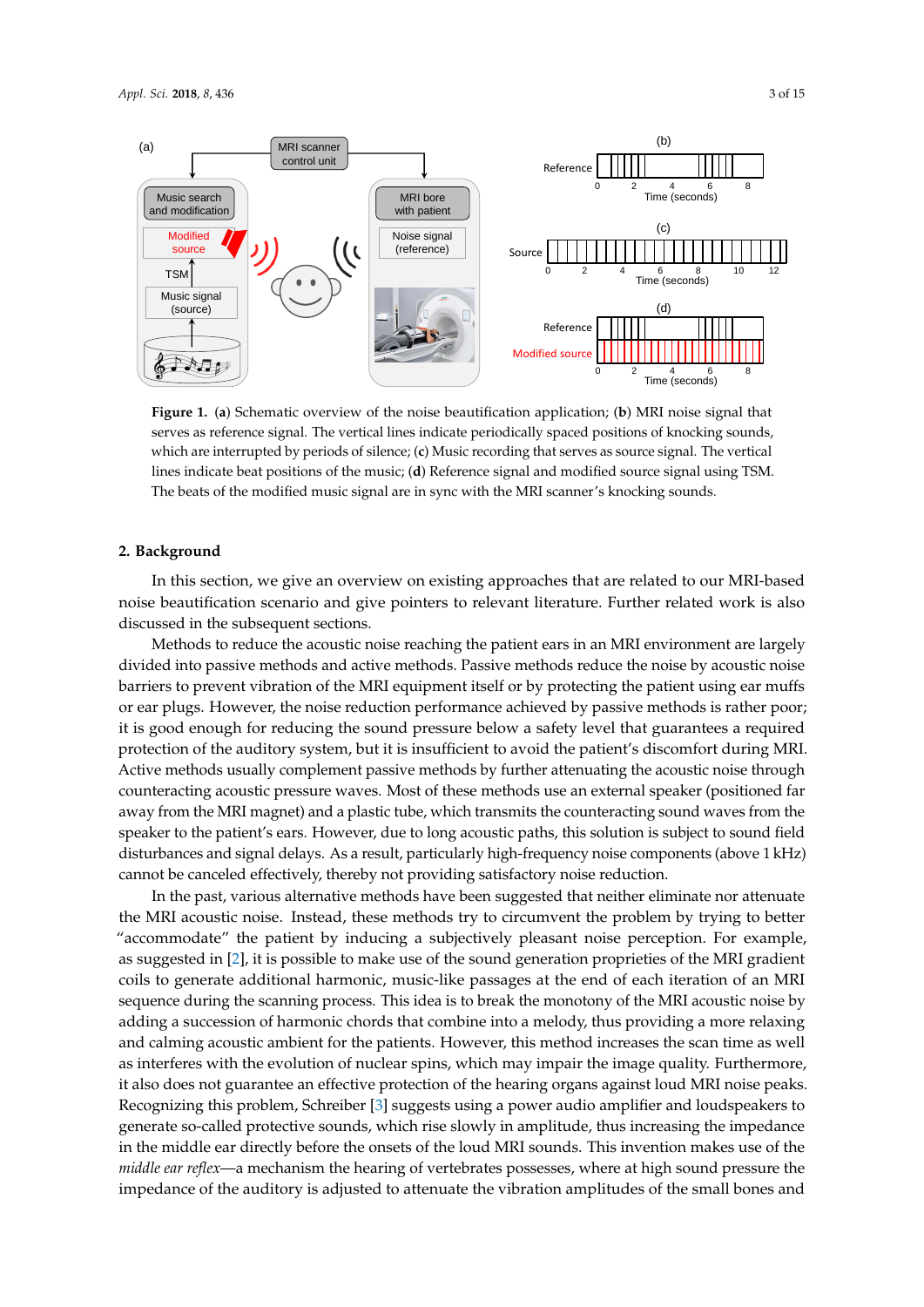**Figure 1.** (**a**) Schematic overview of the noise beautification application; (**b**) MRI noise signal that serves as reference signal. The vertical lines indicate periodically spaced positions of knocking sounds, which are interrupted by periods of silence; (**c**) Music recording that serves as source signal. The vertical lines indicate beat positions of the music; (**d**) Reference signal and modified source signal using TSM. The beats of the modified music signal are in sync with the MRI scanner's knocking sounds.

## 2. Background

In this section, we give an overview on existing approaches that are related to our MRI-based noise beautification scenario and give pointers to relevant literature. Further related work is also discussed in the subsequent sections.

Methods to reduce the acoustic noise reaching the patient ears in an MRI environment are largely divided into passive methods and active methods. Passive methods reduce the noise by acoustic noise barriers to prevent vibration of the MRI equipment itself or by protecting the patient using ear muffs or ear plugs. However, the noise reduction performance achieved by passive methods is rather poor; it is good enough for reducing the sound pressure below a safety level that guarantees a required protection of the auditory system, but it is insufficient to avoid the patient's discomfort during MRI. Active methods usually complement passive methods by further attenuating the acoustic noise through counteracting acoustic pressure waves. Most of these methods use an external speaker (positioned far away from the MRI magnet) and a plastic tube, which transmits the counteracting sound waves from the speaker to the patient's ears. However, due to long acoustic paths, this solution is subject to sound field disturbances and signal delays. As a result, particularly high-frequency noise components (above 1 kHz) cannot be canceled effectively, thereby not providing satisfactory noise reduction.

In the past, various alternative methods have been suggested that neither eliminate nor attenuate the MRI acoustic noise. Instead, these methods try to circumvent the problem by trying to better "accommodate" the patient by inducing a subjectively pleasant noise perception. For example, as suggested in [2], it is possible to make use of the sound generation proprieties of the MRI gradient coils to generate additional harmonic, music-like passages at the end of each iteration of an MRI sequence during the scanning process. This idea is to break the monotony of the MRI acoustic noise by adding a succession of harmonic chords that combine into a melody, thus providing a more relaxing and calming acoustic ambient for the patients. However, this method increases the scan time as well as interferes with the evolution of nuclear spins, which may impair the image quality. Furthermore, it also does not guarantee an effective protection of the hearing organs against loud MRI noise peaks. Recognizing this problem, Schreiber [3] suggests using a power audio amplifier and loudspeakers to generate so-called protective sounds, which rise slowly in amplitude, thus increasing the impedance in the middle ear directly before the onsets of the loud MRI sounds. This invention makes use of the *middle ear reflex*—a mechanism the hearing of vertebrates possesses, where at high sound pressure the impedance of the auditory is adjusted to attenuate the vibration amplitudes of the small bones and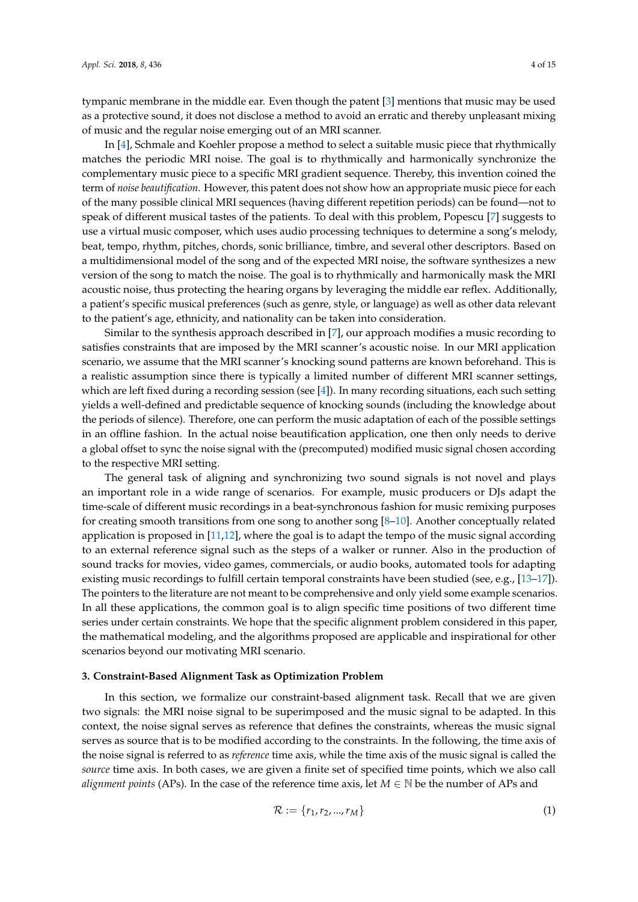tympanic membrane in the middle ear. Even though the patent [3] mentions that music may be used as a protective sound, it does not disclose a method to avoid an erratic and thereby unpleasant mixing of music and the regular noise emerging out of an MRI scanner.

In [4], Schmale and Koehler propose a method to select a suitable music piece that rhythmically matches the periodic MRI noise. The goal is to rhythmically and harmonically synchronize the complementary music piece to a specific MRI gradient sequence. Thereby, this invention coined the term of *noise beautification*. However, this patent does not show how an appropriate music piece for each of the many possible clinical MRI sequences (having different repetition periods) can be found—not to speak of different musical tastes of the patients. To deal with this problem, Popescu [7] suggests to use a virtual music composer, which uses audio processing techniques to determine a song's melody, beat, tempo, rhythm, pitches, chords, sonic brilliance, timbre, and several other descriptors. Based on a multidimensional model of the song and of the expected MRI noise, the software synthesizes a new version of the song to match the noise. The goal is to rhythmically and harmonically mask the MRI acoustic noise, thus protecting the hearing organs by leveraging the middle ear reflex. Additionally, a patient's specific musical preferences (such as genre, style, or language) as well as other data relevant to the patient's age, ethnicity, and nationality can be taken into consideration.

Similar to the synthesis approach described in [7], our approach modifies a music recording to satisfies constraints that are imposed by the MRI scanner's acoustic noise. In our MRI application scenario, we assume that the MRI scanner's knocking sound patterns are known beforehand. This is a realistic assumption since there is typically a limited number of different MRI scanner settings, which are left fixed during a recording session (see [4]). In many recording situations, each such setting yields a well-defined and predictable sequence of knocking sounds (including the knowledge about the periods of silence). Therefore, one can perform the music adaptation of each of the possible settings in an offline fashion. In the actual noise beautification application, one then only needs to derive a global offset to sync the noise signal with the (precomputed) modified music signal chosen according to the respective MRI setting.

The general task of aligning and synchronizing two sound signals is not novel and plays an important role in a wide range of scenarios. For example, music producers or DJs adapt the time-scale of different music recordings in a beat-synchronous fashion for music remixing purposes for creating smooth transitions from one song to another song [8–10]. Another conceptually related application is proposed in [11,12], where the goal is to adapt the tempo of the music signal according to an external reference signal such as the steps of a walker or runner. Also in the production of sound tracks for movies, video games, commercials, or audio books, automated tools for adapting existing music recordings to fulfill certain temporal constraints have been studied (see, e.g., [13–17]). The pointers to the literature are not meant to be comprehensive and only yield some example scenarios. In all these applications, the common goal is to align specific time positions of two different time series under certain constraints. We hope that the specific alignment problem considered in this paper, the mathematical modeling, and the algorithms proposed are applicable and inspirational for other scenarios beyond our motivating MRI scenario.

## 3. Constraint-Based Alignment Task as Optimization Problem

In this section, we formalize our constraint-based alignment task. Recall that we are given two signals: the MRI noise signal to be superimposed and the music signal to be adapted. In this context, the noise signal serves as reference that defines the constraints, whereas the music signal serves as source that is to be modified according to the constraints. In the following, the time axis of the noise signal is referred to as *reference* time axis, while the time axis of the music signal is called the *source* time axis. In both cases, we are given a finite set of specified time points, which we also call *alignment points* (APs). In the case of the reference time axis, let $M \in \mathbb{N}$ be the number of APs and

$$\mathcal{R} := \{r_1, r_2, ..., r_M\} \tag{1}$$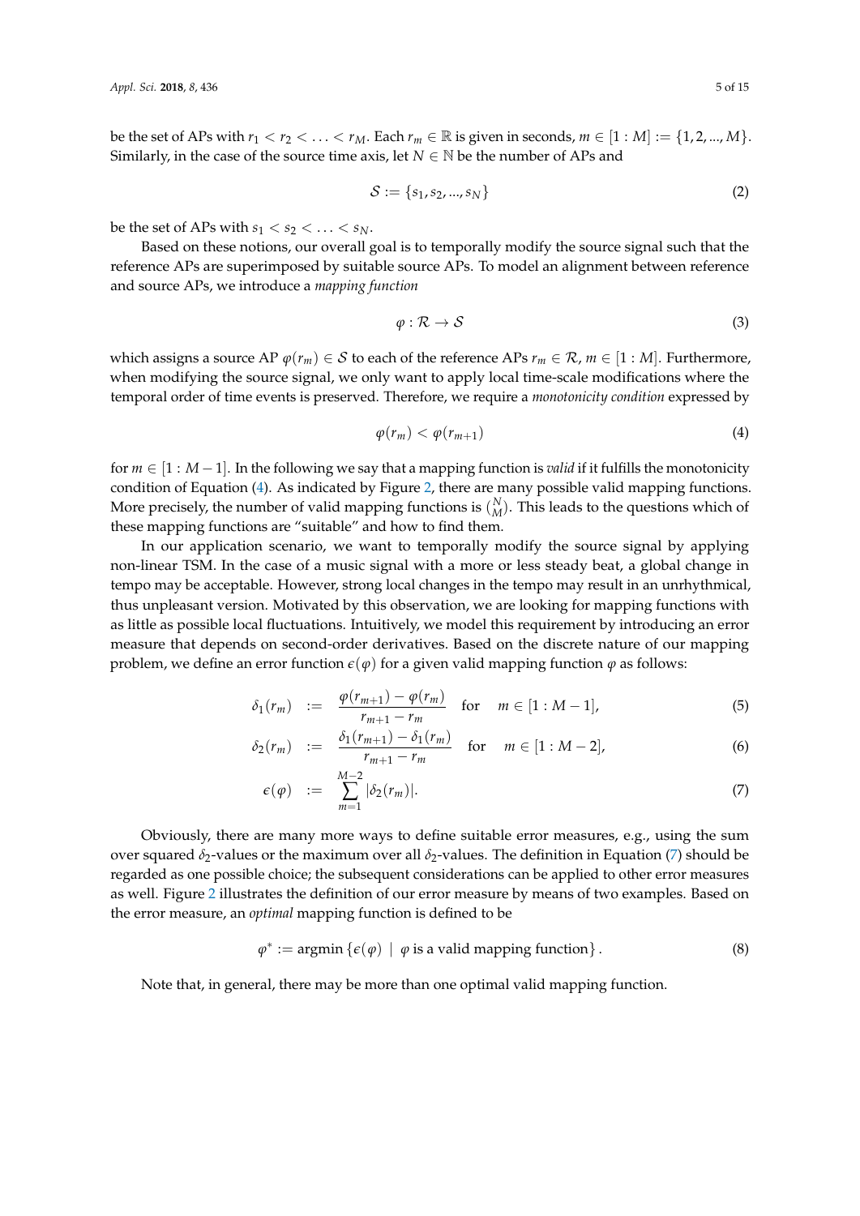be the set of APs with $r_1 < r_2 < \ldots < r_M$. Each $r_m \in \mathbb{R}$ is given in seconds, $m \in [1 : M] := \{1, 2, ..., M\}$. Similarly, in the case of the source time axis, let $N \in \mathbb{N}$ be the number of APs and

$$\mathcal{S} := \{s_1, s_2, ..., s_N\} \tag{2}$$

be the set of APs with $s_1 < s_2 < \ldots < s_N$.

Based on these notions, our overall goal is to temporally modify the source signal such that the reference APs are superimposed by suitable source APs. To model an alignment between reference and source APs, we introduce a *mapping function*

$$\varphi : \mathcal{R} \to \mathcal{S} \tag{3}$$

which assigns a source AP $\varphi(r_m) \in \mathcal{S}$ to each of the reference APs $r_m \in \mathcal{R}$, $m \in [1 : M]$. Furthermore, when modifying the source signal, we only want to apply local time-scale modifications where the temporal order of time events is preserved. Therefore, we require a *monotonicity condition* expressed by

$$\varphi(r_m) < \varphi(r_{m+1}) \tag{4}$$

for $m \in [1 : M - 1]$. In the following we say that a mapping function is *valid* if it fulfills the monotonicity condition of Equation (4). As indicated by Figure 2, there are many possible valid mapping functions. More precisely, the number of valid mapping functions is $\binom{N}{M}$. This leads to the questions which of these mapping functions are "suitable" and how to find them.

In our application scenario, we want to temporally modify the source signal by applying non-linear TSM. In the case of a music signal with a more or less steady beat, a global change in tempo may be acceptable. However, strong local changes in the tempo may result in an unrhythmical, thus unpleasant version. Motivated by this observation, we are looking for mapping functions with as little as possible local fluctuations. Intuitively, we model this requirement by introducing an error measure that depends on second-order derivatives. Based on the discrete nature of our mapping problem, we define an error function $\epsilon(\varphi)$ for a given valid mapping function $\varphi$ as follows:

$$\delta_1(r_m) := \frac{\varphi(r_{m+1}) - \varphi(r_m)}{r_{m+1} - r_m} \quad \text{for} \quad m \in [1 : M - 1], \tag{5}$$

$$\delta_2(r_m) := \frac{\delta_1(r_{m+1}) - \delta_1(r_m)}{r_{m+1} - r_m} \quad \text{for} \quad m \in [1 : M - 2], \tag{6}$$

$$\epsilon(\varphi) := \sum_{m=1}^{M-2} |\delta_2(r_m)|. \tag{7}$$

Obviously, there are many more ways to define suitable error measures, e.g., using the sum over squared $\delta_2$-values or the maximum over all $\delta_2$-values. The definition in Equation (7) should be regarded as one possible choice; the subsequent considerations can be applied to other error measures as well. Figure 2 illustrates the definition of our error measure by means of two examples. Based on the error measure, an *optimal* mapping function is defined to be

$$\varphi^* := \text{argmin}\,\{\epsilon(\varphi) \mid \varphi \text{ is a valid mapping function}\}. \tag{8}$$

Note that, in general, there may be more than one optimal valid mapping function.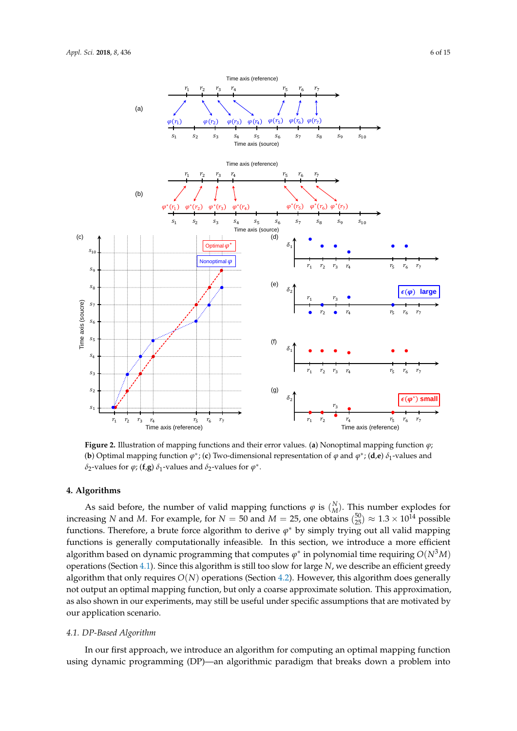**Figure 2.** Illustration of mapping functions and their error values. (**a**) Nonoptimal mapping function $\varphi$; (**b**) Optimal mapping function $\varphi^*$; (**c**) Two-dimensional representation of $\varphi$ and $\varphi^*$; (**d**,**e**) $\delta_1$-values and $\delta_2$-values for $\varphi$; (**f**,**g**) $\delta_1$-values and $\delta_2$-values for $\varphi^*$.

## 4. Algorithms

As said before, the number of valid mapping functions $\varphi$ is $\binom{N}{M}$. This number explodes for increasing $N$ and $M$. For example, for $N = 50$ and $M = 25$, one obtains $\binom{50}{25} \approx 1.3 \times 10^{14}$ possible functions. Therefore, a brute force algorithm to derive $\varphi^*$ by simply trying out all valid mapping functions is generally computationally infeasible. In this section, we introduce a more efficient algorithm based on dynamic programming that computes $\varphi^*$ in polynomial time requiring $O(N^3M)$ operations (Section 4.1). Since this algorithm is still too slow for large $N$, we describe an efficient greedy algorithm that only requires $O(N)$ operations (Section 4.2). However, this algorithm does generally not output an optimal mapping function, but only a coarse approximate solution. This approximation, as also shown in our experiments, may still be useful under specific assumptions that are motivated by our application scenario.

### *4.1. DP-Based Algorithm*

In our first approach, we introduce an algorithm for computing an optimal mapping function using dynamic programming (DP)—an algorithmic paradigm that breaks down a problem into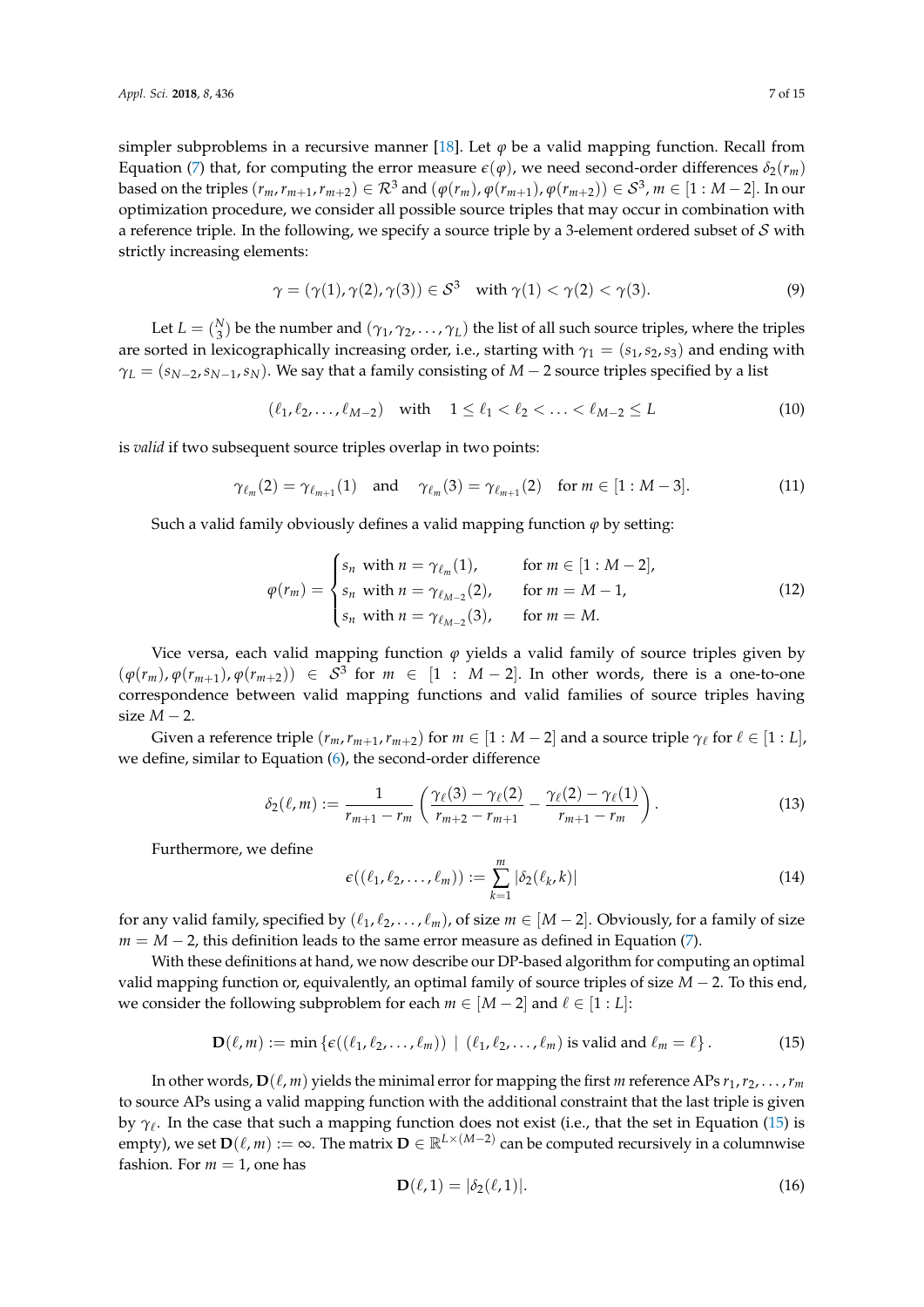simpler subproblems in a recursive manner [18]. Let $\varphi$ be a valid mapping function. Recall from Equation (7) that, for computing the error measure $\epsilon(\varphi)$, we need second-order differences $\delta_2(r_m)$ based on the triples $(r_m, r_{m+1}, r_{m+2}) \in \mathcal{R}^3$ and $(\varphi(r_m), \varphi(r_{m+1}), \varphi(r_{m+2})) \in \mathcal{S}^3$, $m \in [1 : M-2]$. In our optimization procedure, we consider all possible source triples that may occur in combination with a reference triple. In the following, we specify a source triple by a 3-element ordered subset of $\mathcal{S}$ with strictly increasing elements:

$$\gamma = (\gamma(1), \gamma(2), \gamma(3)) \in \mathcal{S}^3 \quad \text{with } \gamma(1) < \gamma(2) < \gamma(3). \tag{9}$$

Let $L = \binom{N}{3}$ be the number and $(\gamma_1, \gamma_2, \ldots, \gamma_L)$ the list of all such source triples, where the triples are sorted in lexicographically increasing order, i.e., starting with $\gamma_1 = (s_1, s_2, s_3)$ and ending with $\gamma_L = (s_{N-2}, s_{N-1}, s_N)$. We say that a family consisting of $M-2$ source triples specified by a list

$$(\ell_1, \ell_2, \ldots, \ell_{M-2}) \quad \text{with} \quad 1 \leq \ell_1 < \ell_2 < \ldots < \ell_{M-2} \leq L \tag{10}$$

is *valid* if two subsequent source triples overlap in two points:

$$\gamma_{\ell_m}(2) = \gamma_{\ell_{m+1}}(1) \quad \text{and} \quad \gamma_{\ell_m}(3) = \gamma_{\ell_{m+1}}(2) \quad \text{for } m \in [1 : M-3]. \tag{11}$$

Such a valid family obviously defines a valid mapping function $\varphi$ by setting:

$$\varphi(r_m) = \begin{cases} s_n \ \text{ with } n = \gamma_{\ell_m}(1), & \text{for } m \in [1 : M-2], \\ s_n \ \text{ with } n = \gamma_{\ell_{M-2}}(2), & \text{for } m = M-1, \\ s_n \ \text{ with } n = \gamma_{\ell_{M-2}}(3), & \text{for } m = M. \end{cases} \tag{12}$$

Vice versa, each valid mapping function $\varphi$ yields a valid family of source triples given by $(\varphi(r_m), \varphi(r_{m+1}), \varphi(r_{m+2})) \in \mathcal{S}^3$ for $m \in [1 : M-2]$. In other words, there is a one-to-one correspondence between valid mapping functions and valid families of source triples having size $M-2$.

Given a reference triple $(r_m, r_{m+1}, r_{m+2})$ for $m \in [1 : M-2]$ and a source triple $\gamma_\ell$ for $\ell \in [1 : L]$, we define, similar to Equation (6), the second-order difference

$$\delta_2(\ell, m) := \frac{1}{r_{m+1} - r_m} \left( \frac{\gamma_\ell(3) - \gamma_\ell(2)}{r_{m+2} - r_{m+1}} - \frac{\gamma_\ell(2) - \gamma_\ell(1)}{r_{m+1} - r_m} \right). \tag{13}$$

Furthermore, we define

$$\epsilon((\ell_1, \ell_2, \ldots, \ell_m)) := \sum_{k=1}^{m} |\delta_2(\ell_k, k)| \tag{14}$$

for any valid family, specified by $(\ell_1, \ell_2, \ldots, \ell_m)$, of size $m \in [M-2]$. Obviously, for a family of size $m = M-2$, this definition leads to the same error measure as defined in Equation (7).

With these definitions at hand, we now describe our DP-based algorithm for computing an optimal valid mapping function or, equivalently, an optimal family of source triples of size $M-2$. To this end, we consider the following subproblem for each $m \in [M-2]$ and $\ell \in [1 : L]$:

$$\mathbf{D}(\ell, m) := \min \left\{ \epsilon((\ell_1, \ell_2, \ldots, \ell_m)) \mid (\ell_1, \ell_2, \ldots, \ell_m) \text{ is valid and } \ell_m = \ell \right\}. \tag{15}$$

In other words, $\mathbf{D}(\ell, m)$ yields the minimal error for mapping the first $m$ reference APs $r_1, r_2, \ldots, r_m$ to source APs using a valid mapping function with the additional constraint that the last triple is given by $\gamma_\ell$. In the case that such a mapping function does not exist (i.e., that the set in Equation (15) is empty), we set $\mathbf{D}(\ell, m) := \infty$. The matrix $\mathbf{D} \in \mathbb{R}^{L \times (M-2)}$ can be computed recursively in a columnwise fashion. For $m = 1$, one has

$$\mathbf{D}(\ell, 1) = |\delta_2(\ell, 1)|. \tag{16}$$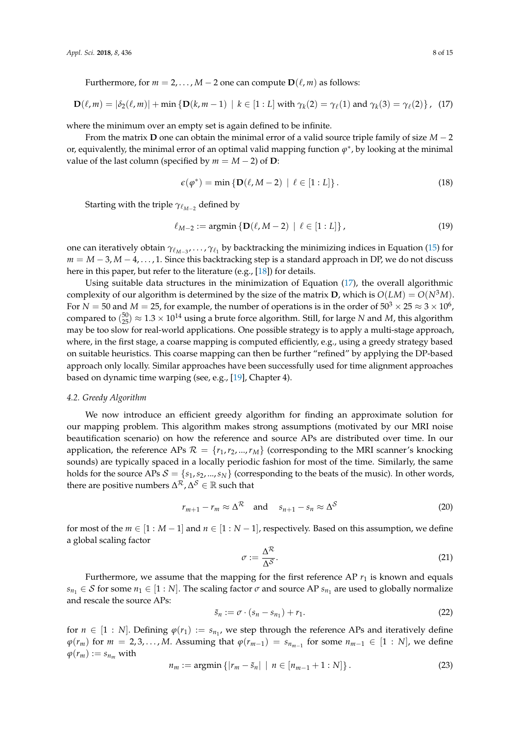Furthermore, for $m = 2, \ldots, M-2$ one can compute $\mathbf{D}(\ell, m)$ as follows:

$$\mathbf{D}(\ell, m) = |\delta_2(\ell, m)| + \min\left\{\mathbf{D}(k, m-1) \mid k \in [1:L] \text{ with } \gamma_k(2) = \gamma_\ell(1) \text{ and } \gamma_k(3) = \gamma_\ell(2)\right\}, \quad (17)$$

where the minimum over an empty set is again defined to be infinite.

From the matrix $\mathbf{D}$ one can obtain the minimal error of a valid source triple family of size $M-2$ or, equivalently, the minimal error of an optimal valid mapping function $\varphi^*$, by looking at the minimal value of the last column (specified by $m = M-2$) of $\mathbf{D}$:

$$\epsilon(\varphi^*) = \min\left\{\mathbf{D}(\ell, M-2) \mid \ell \in [1:L]\right\}. \quad (18)$$

Starting with the triple $\gamma_{\ell_{M-2}}$ defined by

$$\ell_{M-2} := \operatorname{argmin}\left\{\mathbf{D}(\ell, M-2) \mid \ell \in [1:L]\right\}, \quad (19)$$

one can iteratively obtain $\gamma_{\ell_{M-3}}, \ldots, \gamma_{\ell_1}$ by backtracking the minimizing indices in Equation (15) for $m = M-3, M-4, \ldots, 1$. Since this backtracking step is a standard approach in DP, we do not discuss here in this paper, but refer to the literature (e.g., [18]) for details.

Using suitable data structures in the minimization of Equation (17), the overall algorithmic complexity of our algorithm is determined by the size of the matrix $\mathbf{D}$, which is $O(LM) = O(N^3 M)$. For $N = 50$ and $M = 25$, for example, the number of operations is in the order of $50^3 \times 25 \approx 3 \times 10^6$, compared to $\binom{50}{25} \approx 1.3 \times 10^{14}$ using a brute force algorithm. Still, for large $N$ and $M$, this algorithm may be too slow for real-world applications. One possible strategy is to apply a multi-stage approach, where, in the first stage, a coarse mapping is computed efficiently, e.g., using a greedy strategy based on suitable heuristics. This coarse mapping can then be further "refined" by applying the DP-based approach only locally. Similar approaches have been successfully used for time alignment approaches based on dynamic time warping (see, e.g., [19], Chapter 4).

### 4.2. Greedy Algorithm

We now introduce an efficient greedy algorithm for finding an approximate solution for our mapping problem. This algorithm makes strong assumptions (motivated by our MRI noise beautification scenario) on how the reference and source APs are distributed over time. In our application, the reference APs $\mathcal{R} = \{r_1, r_2, ..., r_M\}$ (corresponding to the MRI scanner's knocking sounds) are typically spaced in a locally periodic fashion for most of the time. Similarly, the same holds for the source APs $\mathcal{S} = \{s_1, s_2, ..., s_N\}$ (corresponding to the beats of the music). In other words, there are positive numbers $\Delta^{\mathcal{R}}, \Delta^{\mathcal{S}} \in \mathbb{R}$ such that

$$r_{m+1} - r_m \approx \Delta^{\mathcal{R}} \quad \text{and} \quad s_{n+1} - s_n \approx \Delta^{\mathcal{S}} \quad (20)$$

for most of the $m \in [1:M-1]$ and $n \in [1:N-1]$, respectively. Based on this assumption, we define a global scaling factor

$$\sigma := \frac{\Delta^{\mathcal{R}}}{\Delta^{\mathcal{S}}}. \quad (21)$$

Furthermore, we assume that the mapping for the first reference AP $r_1$ is known and equals $s_{n_1} \in \mathcal{S}$ for some $n_1 \in [1:N]$. The scaling factor $\sigma$ and source AP $s_{n_1}$ are used to globally normalize and rescale the source APs:

$$\tilde{s}_n := \sigma \cdot (s_n - s_{n_1}) + r_1. \quad (22)$$

for $n \in [1:N]$. Defining $\varphi(r_1) := s_{n_1}$, we step through the reference APs and iteratively define $\varphi(r_m)$ for $m = 2, 3, \ldots, M$. Assuming that $\varphi(r_{m-1}) = s_{n_{m-1}}$ for some $n_{m-1} \in [1:N]$, we define $\varphi(r_m) := s_{n_m}$ with

$$n_m := \operatorname{argmin}\left\{|r_m - \tilde{s}_n| \mid n \in [n_{m-1}+1:N]\right\}. \quad (23)$$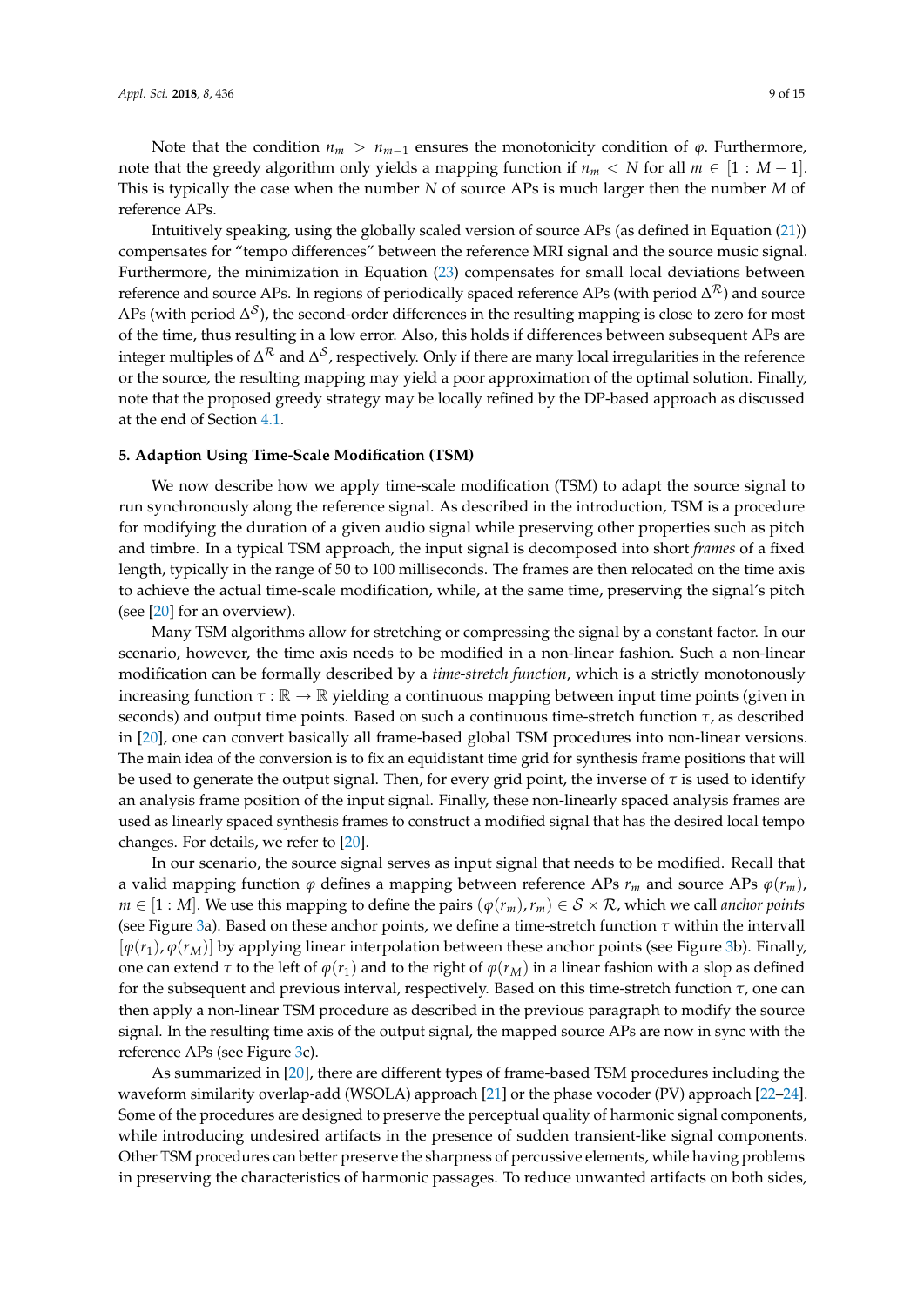Note that the condition $n_m > n_{m-1}$ ensures the monotonicity condition of $\varphi$. Furthermore, note that the greedy algorithm only yields a mapping function if $n_m < N$ for all $m \in [1 : M-1]$. This is typically the case when the number $N$ of source APs is much larger then the number $M$ of reference APs.

Intuitively speaking, using the globally scaled version of source APs (as defined in Equation (21)) compensates for "tempo differences" between the reference MRI signal and the source music signal. Furthermore, the minimization in Equation (23) compensates for small local deviations between reference and source APs. In regions of periodically spaced reference APs (with period $\Delta^{\mathcal{R}}$) and source APs (with period $\Delta^{\mathcal{S}}$), the second-order differences in the resulting mapping is close to zero for most of the time, thus resulting in a low error. Also, this holds if differences between subsequent APs are integer multiples of $\Delta^{\mathcal{R}}$ and $\Delta^{\mathcal{S}}$, respectively. Only if there are many local irregularities in the reference or the source, the resulting mapping may yield a poor approximation of the optimal solution. Finally, note that the proposed greedy strategy may be locally refined by the DP-based approach as discussed at the end of Section 4.1.

## 5. Adaption Using Time-Scale Modification (TSM)

We now describe how we apply time-scale modification (TSM) to adapt the source signal to run synchronously along the reference signal. As described in the introduction, TSM is a procedure for modifying the duration of a given audio signal while preserving other properties such as pitch and timbre. In a typical TSM approach, the input signal is decomposed into short *frames* of a fixed length, typically in the range of 50 to 100 milliseconds. The frames are then relocated on the time axis to achieve the actual time-scale modification, while, at the same time, preserving the signal's pitch (see [20] for an overview).

Many TSM algorithms allow for stretching or compressing the signal by a constant factor. In our scenario, however, the time axis needs to be modified in a non-linear fashion. Such a non-linear modification can be formally described by a *time-stretch function*, which is a strictly monotonously increasing function $\tau : \mathbb{R} \rightarrow \mathbb{R}$ yielding a continuous mapping between input time points (given in seconds) and output time points. Based on such a continuous time-stretch function $\tau$, as described in [20], one can convert basically all frame-based global TSM procedures into non-linear versions. The main idea of the conversion is to fix an equidistant time grid for synthesis frame positions that will be used to generate the output signal. Then, for every grid point, the inverse of $\tau$ is used to identify an analysis frame position of the input signal. Finally, these non-linearly spaced analysis frames are used as linearly spaced synthesis frames to construct a modified signal that has the desired local tempo changes. For details, we refer to [20].

In our scenario, the source signal serves as input signal that needs to be modified. Recall that a valid mapping function $\varphi$ defines a mapping between reference APs $r_m$ and source APs $\varphi(r_m)$, $m \in [1 : M]$. We use this mapping to define the pairs $(\varphi(r_m), r_m) \in \mathcal{S} \times \mathcal{R}$, which we call *anchor points* (see Figure 3a). Based on these anchor points, we define a time-stretch function $\tau$ within the intervall $[\varphi(r_1), \varphi(r_M)]$ by applying linear interpolation between these anchor points (see Figure 3b). Finally, one can extend $\tau$ to the left of $\varphi(r_1)$ and to the right of $\varphi(r_M)$ in a linear fashion with a slop as defined for the subsequent and previous interval, respectively. Based on this time-stretch function $\tau$, one can then apply a non-linear TSM procedure as described in the previous paragraph to modify the source signal. In the resulting time axis of the output signal, the mapped source APs are now in sync with the reference APs (see Figure 3c).

As summarized in [20], there are different types of frame-based TSM procedures including the waveform similarity overlap-add (WSOLA) approach [21] or the phase vocoder (PV) approach [22–24]. Some of the procedures are designed to preserve the perceptual quality of harmonic signal components, while introducing undesired artifacts in the presence of sudden transient-like signal components. Other TSM procedures can better preserve the sharpness of percussive elements, while having problems in preserving the characteristics of harmonic passages. To reduce unwanted artifacts on both sides,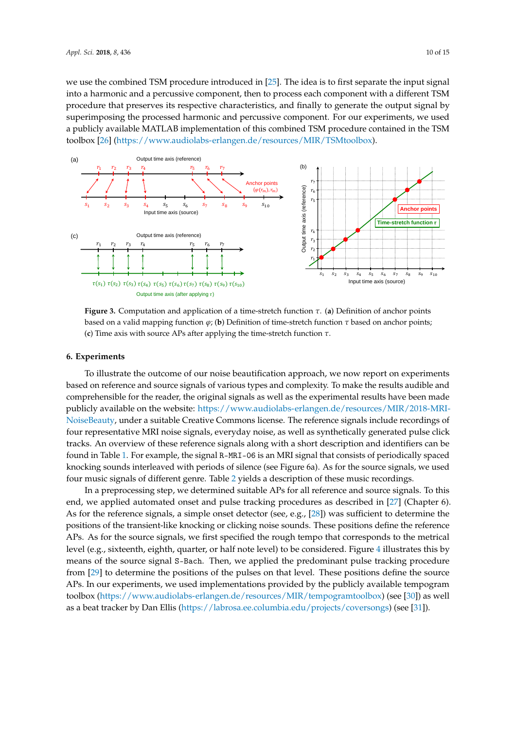we use the combined TSM procedure introduced in [25]. The idea is to first separate the input signal into a harmonic and a percussive component, then to process each component with a different TSM procedure that preserves its respective characteristics, and finally to generate the output signal by superimposing the processed harmonic and percussive component. For our experiments, we used a publicly available MATLAB implementation of this combined TSM procedure contained in the TSM toolbox [26] (https://www.audiolabs-erlangen.de/resources/MIR/TSMtoolbox).

**Figure 3.** Computation and application of a time-stretch function $\tau$. (**a**) Definition of anchor points based on a valid mapping function $\varphi$; (**b**) Definition of time-stretch function $\tau$ based on anchor points; (**c**) Time axis with source APs after applying the time-stretch function $\tau$.

## 6. Experiments

To illustrate the outcome of our noise beautification approach, we now report on experiments based on reference and source signals of various types and complexity. To make the results audible and comprehensible for the reader, the original signals as well as the experimental results have been made publicly available on the website: https://www.audiolabs-erlangen.de/resources/MIR/2018-MRI-NoiseBeauty, under a suitable Creative Commons license. The reference signals include recordings of four representative MRI noise signals, everyday noise, as well as synthetically generated pulse click tracks. An overview of these reference signals along with a short description and identifiers can be found in Table 1. For example, the signal `R-MRI-06` is an MRI signal that consists of periodically spaced knocking sounds interleaved with periods of silence (see Figure 6a). As for the source signals, we used four music signals of different genre. Table 2 yields a description of these music recordings.

In a preprocessing step, we determined suitable APs for all reference and source signals. To this end, we applied automated onset and pulse tracking procedures as described in [27] (Chapter 6). As for the reference signals, a simple onset detector (see, e.g., [28]) was sufficient to determine the positions of the transient-like knocking or clicking noise sounds. These positions define the reference APs. As for the source signals, we first specified the rough tempo that corresponds to the metrical level (e.g., sixteenth, eighth, quarter, or half note level) to be considered. Figure 4 illustrates this by means of the source signal `S-Bach`. Then, we applied the predominant pulse tracking procedure from [29] to determine the positions of the pulses on that level. These positions define the source APs. In our experiments, we used implementations provided by the publicly available tempogram toolbox (https://www.audiolabs-erlangen.de/resources/MIR/tempogramtoolbox) (see [30]) as well as a beat tracker by Dan Ellis (https://labrosa.ee.columbia.edu/projects/coversongs) (see [31]).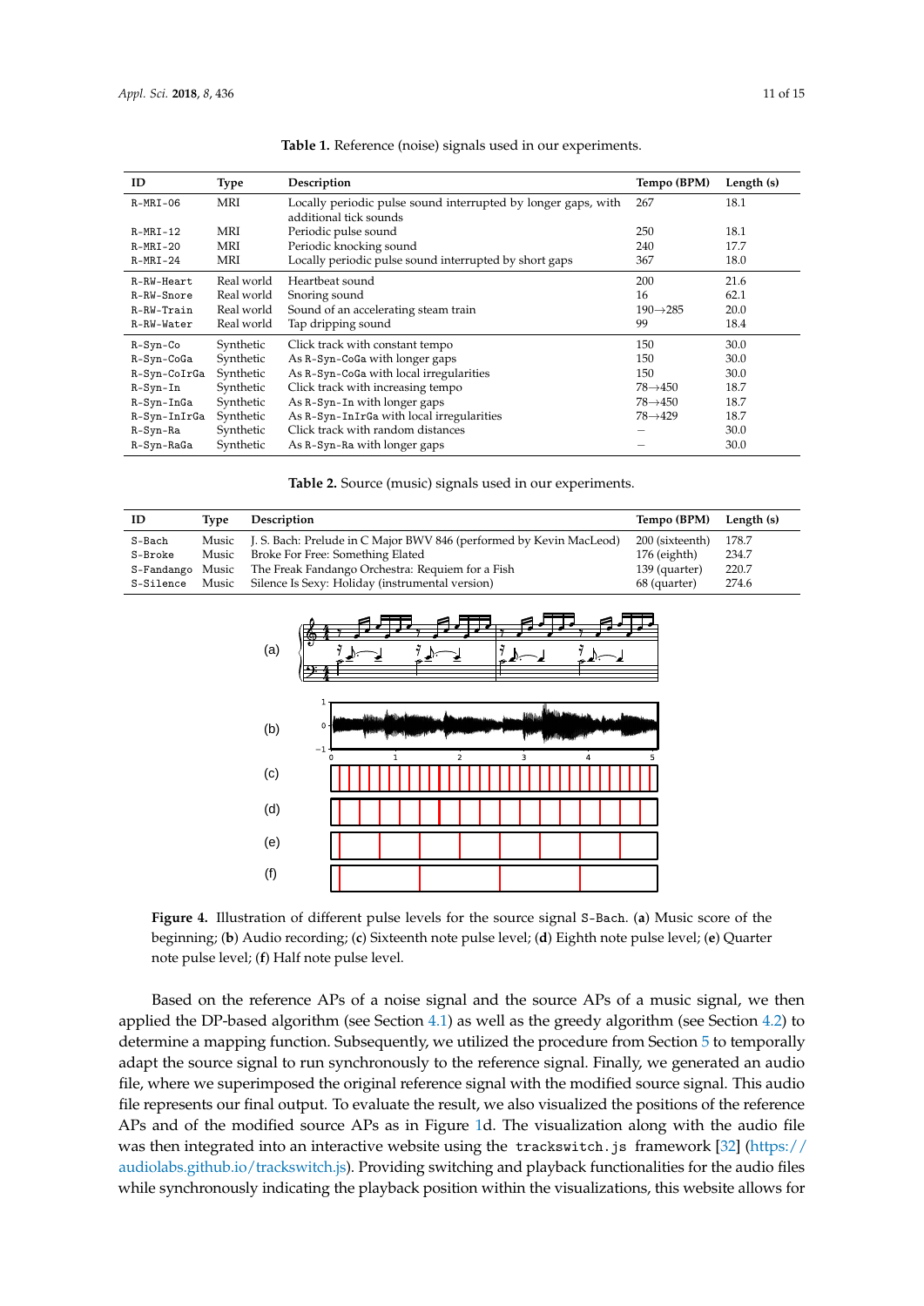**Table 1.** Reference (noise) signals used in our experiments.

| ID | Type | Description | Tempo (BPM) | Length (s) |
|---|---|---|---|---|
| R-MRI-06 | MRI | Locally periodic pulse sound interrupted by longer gaps, with additional tick sounds | 267 | 18.1 |
| R-MRI-12 | MRI | Periodic pulse sound | 250 | 18.1 |
| R-MRI-20 | MRI | Periodic knocking sound | 240 | 17.7 |
| R-MRI-24 | MRI | Locally periodic pulse sound interrupted by short gaps | 367 | 18.0 |
| R-RW-Heart | Real world | Heartbeat sound | 200 | 21.6 |
| R-RW-Snore | Real world | Snoring sound | 16 | 62.1 |
| R-RW-Train | Real world | Sound of an accelerating steam train | 190→285 | 20.0 |
| R-RW-Water | Real world | Tap dripping sound | 99 | 18.4 |
| R-Syn-Co | Synthetic | Click track with constant tempo | 150 | 30.0 |
| R-Syn-CoGa | Synthetic | As R-Syn-CoGa with longer gaps | 150 | 30.0 |
| R-Syn-CoIrGa | Synthetic | As R-Syn-CoGa with local irregularities | 150 | 30.0 |
| R-Syn-In | Synthetic | Click track with increasing tempo | 78→450 | 18.7 |
| R-Syn-InGa | Synthetic | As R-Syn-In with longer gaps | 78→450 | 18.7 |
| R-Syn-InIrGa | Synthetic | As R-Syn-InIrGa with local irregularities | 78→429 | 18.7 |
| R-Syn-Ra | Synthetic | Click track with random distances | – | 30.0 |
| R-Syn-RaGa | Synthetic | As R-Syn-Ra with longer gaps | – | 30.0 |

**Table 2.** Source (music) signals used in our experiments.

| ID | Type | Description | Tempo (BPM) | Length (s) |
|---|---|---|---|---|
| S-Bach | Music | J. S. Bach: Prelude in C Major BWV 846 (performed by Kevin MacLeod) | 200 (sixteenth) | 178.7 |
| S-Broke | Music | Broke For Free: Something Elated | 176 (eighth) | 234.7 |
| S-Fandango | Music | The Freak Fandango Orchestra: Requiem for a Fish | 139 (quarter) | 220.7 |
| S-Silence | Music | Silence Is Sexy: Holiday (instrumental version) | 68 (quarter) | 274.6 |

**Figure 4.** Illustration of different pulse levels for the source signal S-Bach. (**a**) Music score of the beginning; (**b**) Audio recording; (**c**) Sixteenth note pulse level; (**d**) Eighth note pulse level; (**e**) Quarter note pulse level; (**f**) Half note pulse level.

Based on the reference APs of a noise signal and the source APs of a music signal, we then applied the DP-based algorithm (see Section 4.1) as well as the greedy algorithm (see Section 4.2) to determine a mapping function. Subsequently, we utilized the procedure from Section 5 to temporally adapt the source signal to run synchronously to the reference signal. Finally, we generated an audio file, where we superimposed the original reference signal with the modified source signal. This audio file represents our final output. To evaluate the result, we also visualized the positions of the reference APs and of the modified source APs as in Figure 1d. The visualization along with the audio file was then integrated into an interactive website using the `trackswitch.js` framework [32] (https://audiolabs.github.io/trackswitch.js). Providing switching and playback functionalities for the audio files while synchronously indicating the playback position within the visualizations, this website allows for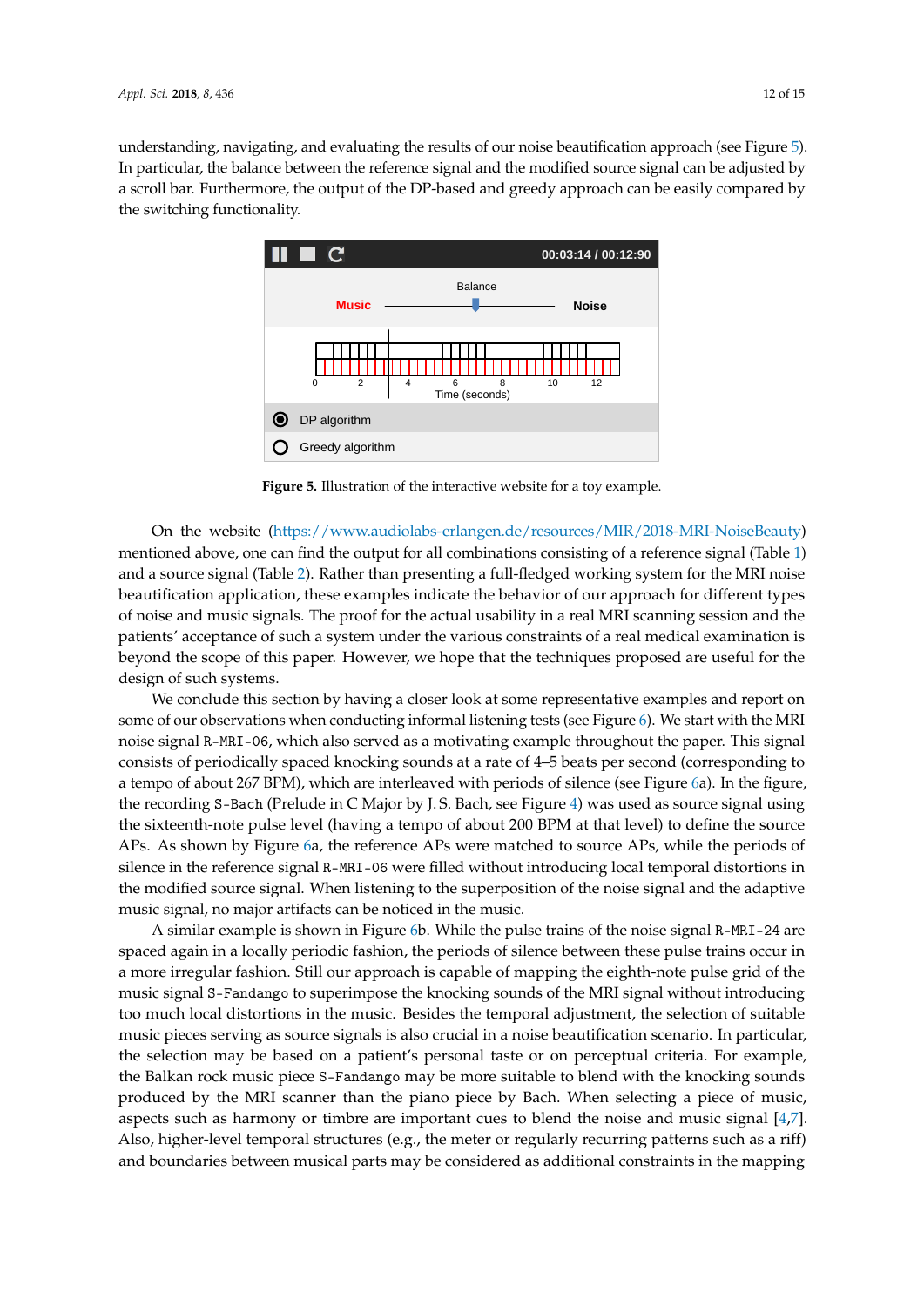understanding, navigating, and evaluating the results of our noise beautification approach (see Figure 5). In particular, the balance between the reference signal and the modified source signal can be adjusted by a scroll bar. Furthermore, the output of the DP-based and greedy approach can be easily compared by the switching functionality.

**Figure 5.** Illustration of the interactive website for a toy example.

On the website (https://www.audiolabs-erlangen.de/resources/MIR/2018-MRI-NoiseBeauty) mentioned above, one can find the output for all combinations consisting of a reference signal (Table 1) and a source signal (Table 2). Rather than presenting a full-fledged working system for the MRI noise beautification application, these examples indicate the behavior of our approach for different types of noise and music signals. The proof for the actual usability in a real MRI scanning session and the patients' acceptance of such a system under the various constraints of a real medical examination is beyond the scope of this paper. However, we hope that the techniques proposed are useful for the design of such systems.

We conclude this section by having a closer look at some representative examples and report on some of our observations when conducting informal listening tests (see Figure 6). We start with the MRI noise signal `R-MRI-06`, which also served as a motivating example throughout the paper. This signal consists of periodically spaced knocking sounds at a rate of 4–5 beats per second (corresponding to a tempo of about 267 BPM), which are interleaved with periods of silence (see Figure 6a). In the figure, the recording `S-Bach` (Prelude in C Major by J. S. Bach, see Figure 4) was used as source signal using the sixteenth-note pulse level (having a tempo of about 200 BPM at that level) to define the source APs. As shown by Figure 6a, the reference APs were matched to source APs, while the periods of silence in the reference signal `R-MRI-06` were filled without introducing local temporal distortions in the modified source signal. When listening to the superposition of the noise signal and the adaptive music signal, no major artifacts can be noticed in the music.

A similar example is shown in Figure 6b. While the pulse trains of the noise signal `R-MRI-24` are spaced again in a locally periodic fashion, the periods of silence between these pulse trains occur in a more irregular fashion. Still our approach is capable of mapping the eighth-note pulse grid of the music signal `S-Fandango` to superimpose the knocking sounds of the MRI signal without introducing too much local distortions in the music. Besides the temporal adjustment, the selection of suitable music pieces serving as source signals is also crucial in a noise beautification scenario. In particular, the selection may be based on a patient's personal taste or on perceptual criteria. For example, the Balkan rock music piece `S-Fandango` may be more suitable to blend with the knocking sounds produced by the MRI scanner than the piano piece by Bach. When selecting a piece of music, aspects such as harmony or timbre are important cues to blend the noise and music signal [4,7]. Also, higher-level temporal structures (e.g., the meter or regularly recurring patterns such as a riff) and boundaries between musical parts may be considered as additional constraints in the mapping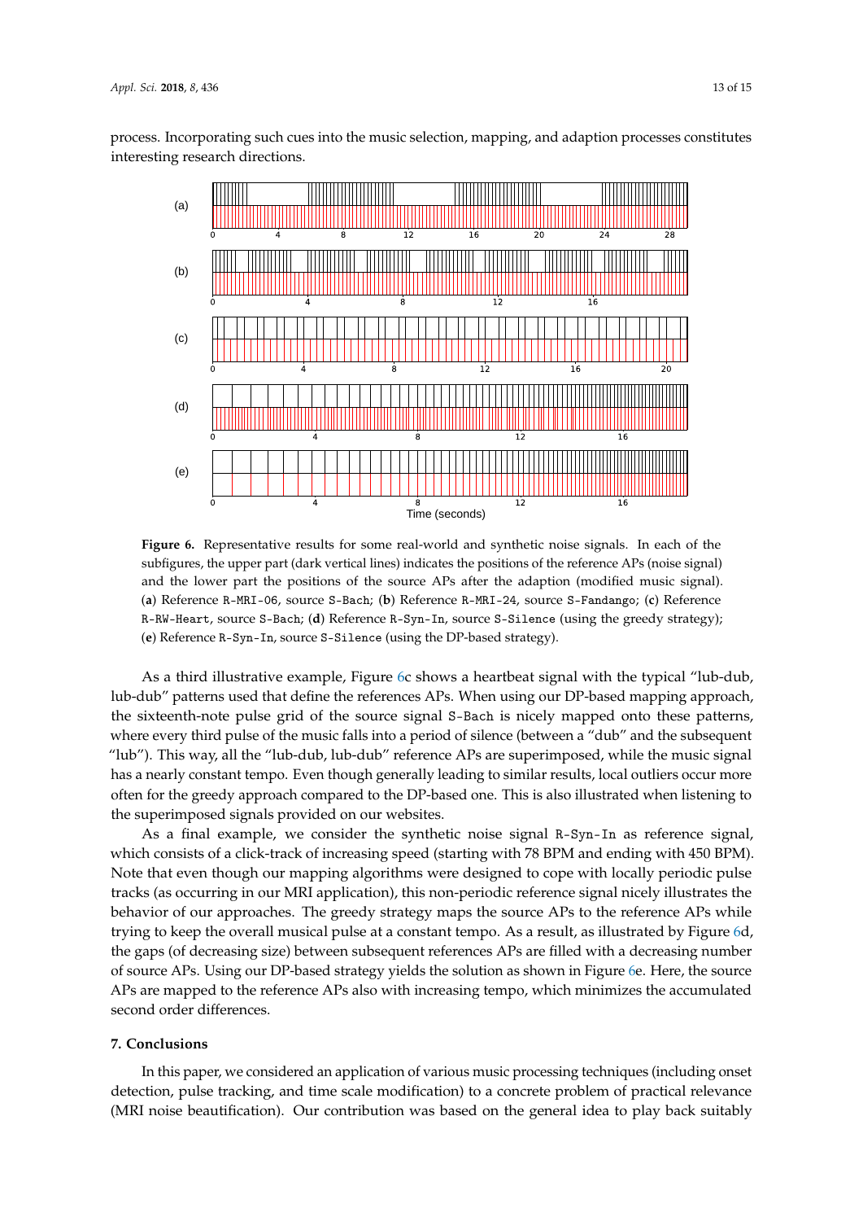process. Incorporating such cues into the music selection, mapping, and adaption processes constitutes interesting research directions.

**Figure 6.** Representative results for some real-world and synthetic noise signals. In each of the subfigures, the upper part (dark vertical lines) indicates the positions of the reference APs (noise signal) and the lower part the positions of the source APs after the adaption (modified music signal). (**a**) Reference `R-MRI-06`, source `S-Bach`; (**b**) Reference `R-MRI-24`, source `S-Fandango`; (**c**) Reference `R-RW-Heart`, source `S-Bach`; (**d**) Reference `R-Syn-In`, source `S-Silence` (using the greedy strategy); (**e**) Reference `R-Syn-In`, source `S-Silence` (using the DP-based strategy).

As a third illustrative example, Figure 6c shows a heartbeat signal with the typical "lub-dub, lub-dub" patterns used that define the references APs. When using our DP-based mapping approach, the sixteenth-note pulse grid of the source signal `S-Bach` is nicely mapped onto these patterns, where every third pulse of the music falls into a period of silence (between a "dub" and the subsequent "lub"). This way, all the "lub-dub, lub-dub" reference APs are superimposed, while the music signal has a nearly constant tempo. Even though generally leading to similar results, local outliers occur more often for the greedy approach compared to the DP-based one. This is also illustrated when listening to the superimposed signals provided on our websites.

As a final example, we consider the synthetic noise signal `R-Syn-In` as reference signal, which consists of a click-track of increasing speed (starting with 78 BPM and ending with 450 BPM). Note that even though our mapping algorithms were designed to cope with locally periodic pulse tracks (as occurring in our MRI application), this non-periodic reference signal nicely illustrates the behavior of our approaches. The greedy strategy maps the source APs to the reference APs while trying to keep the overall musical pulse at a constant tempo. As a result, as illustrated by Figure 6d, the gaps (of decreasing size) between subsequent references APs are filled with a decreasing number of source APs. Using our DP-based strategy yields the solution as shown in Figure 6e. Here, the source APs are mapped to the reference APs also with increasing tempo, which minimizes the accumulated second order differences.

## 7. Conclusions

In this paper, we considered an application of various music processing techniques (including onset detection, pulse tracking, and time scale modification) to a concrete problem of practical relevance (MRI noise beautification). Our contribution was based on the general idea to play back suitably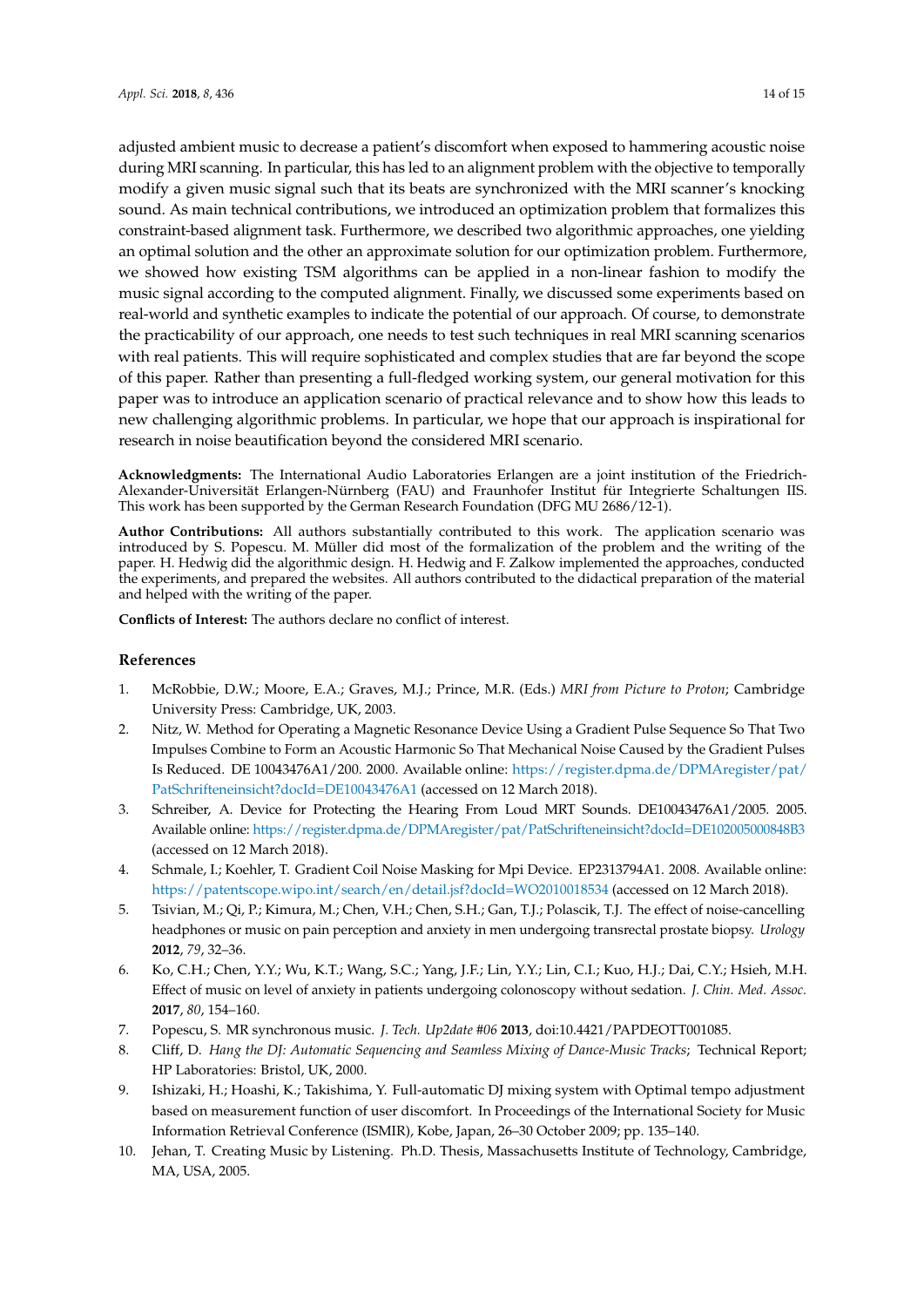adjusted ambient music to decrease a patient's discomfort when exposed to hammering acoustic noise during MRI scanning. In particular, this has led to an alignment problem with the objective to temporally modify a given music signal such that its beats are synchronized with the MRI scanner's knocking sound. As main technical contributions, we introduced an optimization problem that formalizes this constraint-based alignment task. Furthermore, we described two algorithmic approaches, one yielding an optimal solution and the other an approximate solution for our optimization problem. Furthermore, we showed how existing TSM algorithms can be applied in a non-linear fashion to modify the music signal according to the computed alignment. Finally, we discussed some experiments based on real-world and synthetic examples to indicate the potential of our approach. Of course, to demonstrate the practicability of our approach, one needs to test such techniques in real MRI scanning scenarios with real patients. This will require sophisticated and complex studies that are far beyond the scope of this paper. Rather than presenting a full-fledged working system, our general motivation for this paper was to introduce an application scenario of practical relevance and to show how this leads to new challenging algorithmic problems. In particular, we hope that our approach is inspirational for research in noise beautification beyond the considered MRI scenario.

**Acknowledgments:** The International Audio Laboratories Erlangen are a joint institution of the Friedrich-Alexander-Universität Erlangen-Nürnberg (FAU) and Fraunhofer Institut für Integrierte Schaltungen IIS. This work has been supported by the German Research Foundation (DFG MU 2686/12-1).

**Author Contributions:** All authors substantially contributed to this work. The application scenario was introduced by S. Popescu. M. Müller did most of the formalization of the problem and the writing of the paper. H. Hedwig did the algorithmic design. H. Hedwig and F. Zalkow implemented the approaches, conducted the experiments, and prepared the websites. All authors contributed to the didactical preparation of the material and helped with the writing of the paper.

**Conflicts of Interest:** The authors declare no conflict of interest.

## References

1. McRobbie, D.W.; Moore, E.A.; Graves, M.J.; Prince, M.R. (Eds.) *MRI from Picture to Proton*; Cambridge University Press: Cambridge, UK, 2003.
2. Nitz, W. Method for Operating a Magnetic Resonance Device Using a Gradient Pulse Sequence So That Two Impulses Combine to Form an Acoustic Harmonic So That Mechanical Noise Caused by the Gradient Pulses Is Reduced. DE 10043476A1/200. 2000. Available online: https://register.dpma.de/DPMAregister/pat/PatSchrifteneinsicht?docId=DE10043476A1 (accessed on 12 March 2018).
3. Schreiber, A. Device for Protecting the Hearing From Loud MRT Sounds. DE10043476A1/2005. 2005. Available online: https://register.dpma.de/DPMAregister/pat/PatSchrifteneinsicht?docId=DE102005000848B3 (accessed on 12 March 2018).
4. Schmale, I.; Koehler, T. Gradient Coil Noise Masking for Mpi Device. EP2313794A1. 2008. Available online: https://patentscope.wipo.int/search/en/detail.jsf?docId=WO2010018534 (accessed on 12 March 2018).
5. Tsivian, M.; Qi, P.; Kimura, M.; Chen, V.H.; Chen, S.H.; Gan, T.J.; Polascik, T.J. The effect of noise-cancelling headphones or music on pain perception and anxiety in men undergoing transrectal prostate biopsy. *Urology* **2012**, *79*, 32–36.
6. Ko, C.H.; Chen, Y.Y.; Wu, K.T.; Wang, S.C.; Yang, J.F.; Lin, Y.Y.; Lin, C.I.; Kuo, H.J.; Dai, C.Y.; Hsieh, M.H. Effect of music on level of anxiety in patients undergoing colonoscopy without sedation. *J. Chin. Med. Assoc.* **2017**, *80*, 154–160.
7. Popescu, S. MR synchronous music. *J. Tech. Up2date #06* **2013**, doi:10.4421/PAPDEOTT001085.
8. Cliff, D. *Hang the DJ: Automatic Sequencing and Seamless Mixing of Dance-Music Tracks*; Technical Report; HP Laboratories: Bristol, UK, 2000.
9. Ishizaki, H.; Hoashi, K.; Takishima, Y. Full-automatic DJ mixing system with Optimal tempo adjustment based on measurement function of user discomfort. In Proceedings of the International Society for Music Information Retrieval Conference (ISMIR), Kobe, Japan, 26–30 October 2009; pp. 135–140.
10. Jehan, T. Creating Music by Listening. Ph.D. Thesis, Massachusetts Institute of Technology, Cambridge, MA, USA, 2005.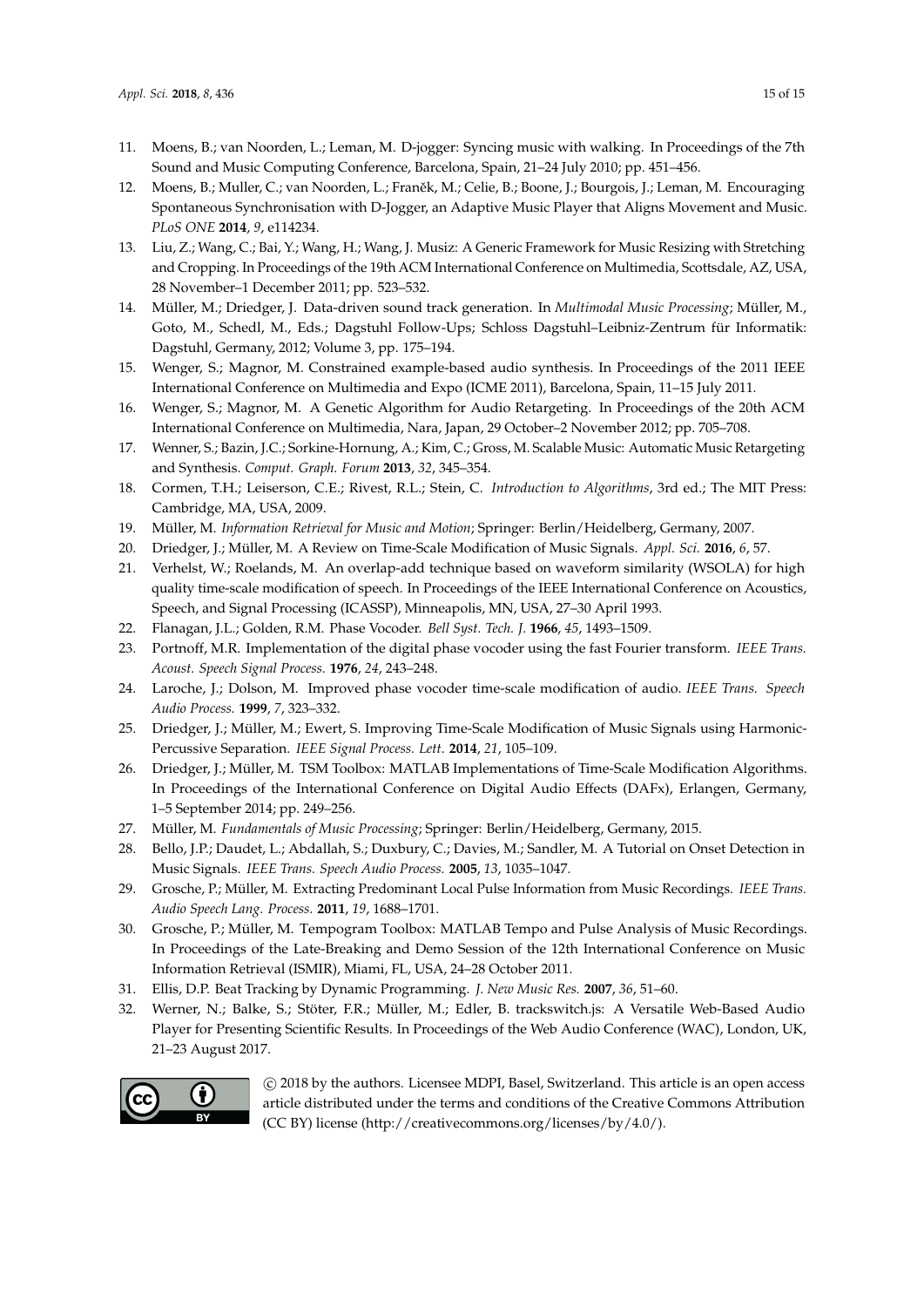11. Moens, B.; van Noorden, L.; Leman, M. D-jogger: Syncing music with walking. In Proceedings of the 7th Sound and Music Computing Conference, Barcelona, Spain, 21–24 July 2010; pp. 451–456.
12. Moens, B.; Muller, C.; van Noorden, L.; Franěk, M.; Celie, B.; Boone, J.; Bourgois, J.; Leman, M. Encouraging Spontaneous Synchronisation with D-Jogger, an Adaptive Music Player that Aligns Movement and Music. *PLoS ONE* **2014**, *9*, e114234.
13. Liu, Z.; Wang, C.; Bai, Y.; Wang, H.; Wang, J. Musiz: A Generic Framework for Music Resizing with Stretching and Cropping. In Proceedings of the 19th ACM International Conference on Multimedia, Scottsdale, AZ, USA, 28 November–1 December 2011; pp. 523–532.
14. Müller, M.; Driedger, J. Data-driven sound track generation. In *Multimodal Music Processing*; Müller, M., Goto, M., Schedl, M., Eds.; Dagstuhl Follow-Ups; Schloss Dagstuhl–Leibniz-Zentrum für Informatik: Dagstuhl, Germany, 2012; Volume 3, pp. 175–194.
15. Wenger, S.; Magnor, M. Constrained example-based audio synthesis. In Proceedings of the 2011 IEEE International Conference on Multimedia and Expo (ICME 2011), Barcelona, Spain, 11–15 July 2011.
16. Wenger, S.; Magnor, M. A Genetic Algorithm for Audio Retargeting. In Proceedings of the 20th ACM International Conference on Multimedia, Nara, Japan, 29 October–2 November 2012; pp. 705–708.
17. Wenner, S.; Bazin, J.C.; Sorkine-Hornung, A.; Kim, C.; Gross, M. Scalable Music: Automatic Music Retargeting and Synthesis. *Comput. Graph. Forum* **2013**, *32*, 345–354.
18. Cormen, T.H.; Leiserson, C.E.; Rivest, R.L.; Stein, C. *Introduction to Algorithms*, 3rd ed.; The MIT Press: Cambridge, MA, USA, 2009.
19. Müller, M. *Information Retrieval for Music and Motion*; Springer: Berlin/Heidelberg, Germany, 2007.
20. Driedger, J.; Müller, M. A Review on Time-Scale Modification of Music Signals. *Appl. Sci.* **2016**, *6*, 57.
21. Verhelst, W.; Roelands, M. An overlap-add technique based on waveform similarity (WSOLA) for high quality time-scale modification of speech. In Proceedings of the IEEE International Conference on Acoustics, Speech, and Signal Processing (ICASSP), Minneapolis, MN, USA, 27–30 April 1993.
22. Flanagan, J.L.; Golden, R.M. Phase Vocoder. *Bell Syst. Tech. J.* **1966**, *45*, 1493–1509.
23. Portnoff, M.R. Implementation of the digital phase vocoder using the fast Fourier transform. *IEEE Trans. Acoust. Speech Signal Process.* **1976**, *24*, 243–248.
24. Laroche, J.; Dolson, M. Improved phase vocoder time-scale modification of audio. *IEEE Trans. Speech Audio Process.* **1999**, *7*, 323–332.
25. Driedger, J.; Müller, M.; Ewert, S. Improving Time-Scale Modification of Music Signals using Harmonic-Percussive Separation. *IEEE Signal Process. Lett.* **2014**, *21*, 105–109.
26. Driedger, J.; Müller, M. TSM Toolbox: MATLAB Implementations of Time-Scale Modification Algorithms. In Proceedings of the International Conference on Digital Audio Effects (DAFx), Erlangen, Germany, 1–5 September 2014; pp. 249–256.
27. Müller, M. *Fundamentals of Music Processing*; Springer: Berlin/Heidelberg, Germany, 2015.
28. Bello, J.P.; Daudet, L.; Abdallah, S.; Duxbury, C.; Davies, M.; Sandler, M. A Tutorial on Onset Detection in Music Signals. *IEEE Trans. Speech Audio Process.* **2005**, *13*, 1035–1047.
29. Grosche, P.; Müller, M. Extracting Predominant Local Pulse Information from Music Recordings. *IEEE Trans. Audio Speech Lang. Process.* **2011**, *19*, 1688–1701.
30. Grosche, P.; Müller, M. Tempogram Toolbox: MATLAB Tempo and Pulse Analysis of Music Recordings. In Proceedings of the Late-Breaking and Demo Session of the 12th International Conference on Music Information Retrieval (ISMIR), Miami, FL, USA, 24–28 October 2011.
31. Ellis, D.P. Beat Tracking by Dynamic Programming. *J. New Music Res.* **2007**, *36*, 51–60.
32. Werner, N.; Balke, S.; Stöter, F.R.; Müller, M.; Edler, B. trackswitch.js: A Versatile Web-Based Audio Player for Presenting Scientific Results. In Proceedings of the Web Audio Conference (WAC), London, UK, 21–23 August 2017.

© 2018 by the authors. Licensee MDPI, Basel, Switzerland. This article is an open access article distributed under the terms and conditions of the Creative Commons Attribution (CC BY) license (http://creativecommons.org/licenses/by/4.0/).